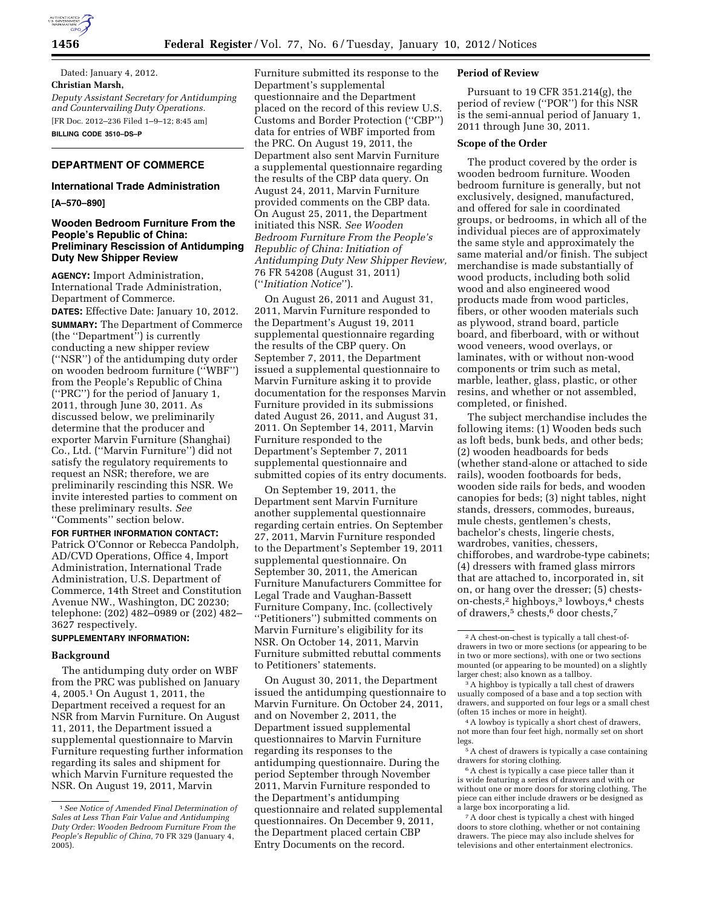Dated: January 4, 2012.

**Christian Marsh,**

*Deputy Assistant Secretary for Antidumping and Countervailing Duty Operations.*

[FR Doc. 2012–236 Filed 1–9–12; 8:45 am]

**BILLING CODE 3510–DS–P**

## DEPARTMENT OF COMMERCE

### International Trade Administration

**[A–570–890]**

### Wooden Bedroom Furniture From the People's Republic of China: Preliminary Rescission of Antidumping Duty New Shipper Review

**AGENCY:** Import Administration, International Trade Administration, Department of Commerce.

**DATES:** Effective Date: January 10, 2012.

**SUMMARY:** The Department of Commerce (the "Department") is currently conducting a new shipper review ("NSR") of the antidumping duty order on wooden bedroom furniture ("WBF") from the People's Republic of China ("PRC") for the period of January 1, 2011, through June 30, 2011. As discussed below, we preliminarily determine that the producer and exporter Marvin Furniture (Shanghai) Co., Ltd. ("Marvin Furniture") did not satisfy the regulatory requirements to request an NSR; therefore, we are preliminarily rescinding this NSR. We invite interested parties to comment on these preliminary results. *See* "Comments" section below.

**FOR FURTHER INFORMATION CONTACT:** Patrick O'Connor or Rebecca Pandolph, AD/CVD Operations, Office 4, Import Administration, International Trade Administration, U.S. Department of Commerce, 14th Street and Constitution Avenue NW., Washington, DC 20230; telephone: (202) 482–0989 or (202) 482–3627 respectively.

**SUPPLEMENTARY INFORMATION:**

#### Background

The antidumping duty order on WBF from the PRC was published on January 4, 2005.[1] On August 1, 2011, the Department received a request for an NSR from Marvin Furniture. On August 11, 2011, the Department issued a supplemental questionnaire to Marvin Furniture requesting further information regarding its sales and shipment for which Marvin Furniture requested the NSR. On August 19, 2011, Marvin Furniture submitted its response to the Department's supplemental questionnaire and the Department placed on the record of this review U.S. Customs and Border Protection ("CBP") data for entries of WBF imported from the PRC. On August 19, 2011, the Department also sent Marvin Furniture a supplemental questionnaire regarding the results of the CBP data query. On August 24, 2011, Marvin Furniture provided comments on the CBP data. On August 25, 2011, the Department initiated this NSR. *See Wooden Bedroom Furniture From the People's Republic of China: Initiation of Antidumping Duty New Shipper Review,* 76 FR 54208 (August 31, 2011) ("*Initiation Notice*").

On August 26, 2011 and August 31, 2011, Marvin Furniture responded to the Department's August 19, 2011 supplemental questionnaire regarding the results of the CBP query. On September 7, 2011, the Department issued a supplemental questionnaire to Marvin Furniture asking it to provide documentation for the responses Marvin Furniture provided in its submissions dated August 26, 2011, and August 31, 2011. On September 14, 2011, Marvin Furniture responded to the Department's September 7, 2011 supplemental questionnaire and submitted copies of its entry documents.

On September 19, 2011, the Department sent Marvin Furniture another supplemental questionnaire regarding certain entries. On September 27, 2011, Marvin Furniture responded to the Department's September 19, 2011 supplemental questionnaire. On September 30, 2011, the American Furniture Manufacturers Committee for Legal Trade and Vaughan-Bassett Furniture Company, Inc. (collectively "Petitioners") submitted comments on Marvin Furniture's eligibility for its NSR. On October 14, 2011, Marvin Furniture submitted rebuttal comments to Petitioners' statements.

On August 30, 2011, the Department issued the antidumping questionnaire to Marvin Furniture. On October 24, 2011, and on November 2, 2011, the Department issued supplemental questionnaires to Marvin Furniture regarding its responses to the antidumping questionnaire. During the period September through November 2011, Marvin Furniture responded to the Department's antidumping questionnaire and related supplemental questionnaires. On December 9, 2011, the Department placed certain CBP Entry Documents on the record.

#### Period of Review

Pursuant to 19 CFR 351.214(g), the period of review ("POR") for this NSR is the semi-annual period of January 1, 2011 through June 30, 2011.

#### Scope of the Order

The product covered by the order is wooden bedroom furniture. Wooden bedroom furniture is generally, but not exclusively, designed, manufactured, and offered for sale in coordinated groups, or bedrooms, in which all of the individual pieces are of approximately the same style and approximately the same material and/or finish. The subject merchandise is made substantially of wood products, including both solid wood and also engineered wood products made from wood particles, fibers, or other wooden materials such as plywood, strand board, particle board, and fiberboard, with or without wood veneers, wood overlays, or laminates, with or without non-wood components or trim such as metal, marble, leather, glass, plastic, or other resins, and whether or not assembled, completed, or finished.

The subject merchandise includes the following items: (1) Wooden beds such as loft beds, bunk beds, and other beds; (2) wooden headboards for beds (whether stand-alone or attached to side rails), wooden footboards for beds, wooden side rails for beds, and wooden canopies for beds; (3) night tables, night stands, dressers, commodes, bureaus, mule chests, gentlemen's chests, bachelor's chests, lingerie chests, wardrobes, vanities, chessers, chifforobes, and wardrobe-type cabinets; (4) dressers with framed glass mirrors that are attached to, incorporated in, sit on, or hang over the dresser; (5) chests-on-chests,[2] highboys,[3] lowboys,[4] chests of drawers,[5] chests,[6] door chests,[7]

---

[1] *See Notice of Amended Final Determination of Sales at Less Than Fair Value and Antidumping Duty Order: Wooden Bedroom Furniture From the People's Republic of China,* 70 FR 329 (January 4, 2005).

[2] A chest-on-chest is typically a tall chest-of-drawers in two or more sections (or appearing to be in two or more sections), with one or two sections mounted (or appearing to be mounted) on a slightly larger chest; also known as a tallboy.

[3] A highboy is typically a tall chest of drawers usually composed of a base and a top section with drawers, and supported on four legs or a small chest (often 15 inches or more in height).

[4] A lowboy is typically a short chest of drawers, not more than four feet high, normally set on short legs.

[5] A chest of drawers is typically a case containing drawers for storing clothing.

[6] A chest is typically a case piece taller than it is wide featuring a series of drawers and with or without one or more doors for storing clothing. The piece can either include drawers or be designed as a large box incorporating a lid.

[7] A door chest is typically a chest with hinged doors to store clothing, whether or not containing drawers. The piece may also include shelves for televisions and other entertainment electronics.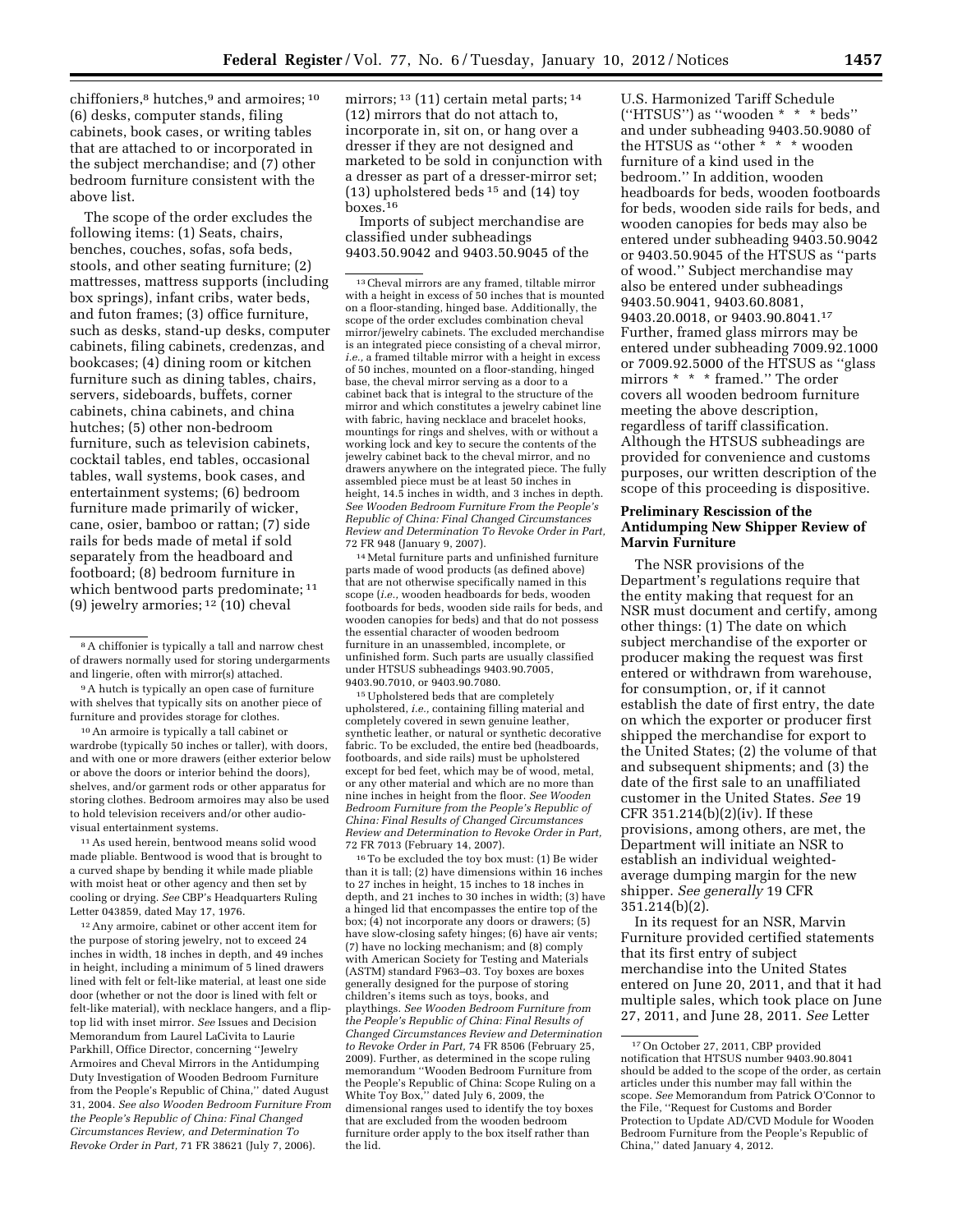chiffoniers,[8] hutches,[9] and armoires; [10] (6) desks, computer stands, filing cabinets, book cases, or writing tables that are attached to or incorporated in the subject merchandise; and (7) other bedroom furniture consistent with the above list.

The scope of the order excludes the following items: (1) Seats, chairs, benches, couches, sofas, sofa beds, stools, and other seating furniture; (2) mattresses, mattress supports (including box springs), infant cribs, water beds, and futon frames; (3) office furniture, such as desks, stand-up desks, computer cabinets, filing cabinets, credenzas, and bookcases; (4) dining room or kitchen furniture such as dining tables, chairs, servers, sideboards, buffets, corner cabinets, china cabinets, and china hutches; (5) other non-bedroom furniture, such as television cabinets, cocktail tables, end tables, occasional tables, wall systems, book cases, and entertainment systems; (6) bedroom furniture made primarily of wicker, cane, osier, bamboo or rattan; (7) side rails for beds made of metal if sold separately from the headboard and footboard; (8) bedroom furniture in which bentwood parts predominate; [11] (9) jewelry armories; [12] (10) cheval mirrors; [13] (11) certain metal parts; [14] (12) mirrors that do not attach to, incorporate in, sit on, or hang over a dresser if they are not designed and marketed to be sold in conjunction with a dresser as part of a dresser-mirror set; (13) upholstered beds [15] and (14) toy boxes.[16]

Imports of subject merchandise are classified under subheadings 9403.50.9042 and 9403.50.9045 of the U.S. Harmonized Tariff Schedule (''HTSUS'') as ''wooden * * * beds'' and under subheading 9403.50.9080 of the HTSUS as ''other * * * wooden furniture of a kind used in the bedroom.'' In addition, wooden headboards for beds, wooden footboards for beds, wooden side rails for beds, and wooden canopies for beds may also be entered under subheading 9403.50.9042 or 9403.50.9045 of the HTSUS as ''parts of wood.'' Subject merchandise may also be entered under subheadings 9403.50.9041, 9403.60.8081, 9403.20.0018, or 9403.90.8041.[17] Further, framed glass mirrors may be entered under subheading 7009.92.1000 or 7009.92.5000 of the HTSUS as ''glass mirrors * * * framed.'' The order covers all wooden bedroom furniture meeting the above description, regardless of tariff classification. Although the HTSUS subheadings are provided for convenience and customs purposes, our written description of the scope of this proceeding is dispositive.

## Preliminary Rescission of the Antidumping New Shipper Review of Marvin Furniture

The NSR provisions of the Department's regulations require that the entity making that request for an NSR must document and certify, among other things: (1) The date on which subject merchandise of the exporter or producer making the request was first entered or withdrawn from warehouse, for consumption, or, if it cannot establish the date of first entry, the date on which the exporter or producer first shipped the merchandise for export to the United States; (2) the volume of that and subsequent shipments; and (3) the date of the first sale to an unaffiliated customer in the United States. *See* 19 CFR 351.214(b)(2)(iv). If these provisions, among others, are met, the Department will initiate an NSR to establish an individual weighted-average dumping margin for the new shipper. *See generally* 19 CFR 351.214(b)(2).

In its request for an NSR, Marvin Furniture provided certified statements that its first entry of subject merchandise into the United States entered on June 20, 2011, and that it had multiple sales, which took place on June 27, 2011, and June 28, 2011. *See* Letter

---

[8] A chiffonier is typically a tall and narrow chest of drawers normally used for storing undergarments and lingerie, often with mirror(s) attached.

[9] A hutch is typically an open case of furniture with shelves that typically sits on another piece of furniture and provides storage for clothes.

[10] An armoire is typically a tall cabinet or wardrobe (typically 50 inches or taller), with doors, and with one or more drawers (either exterior below or above the doors or interior behind the doors), shelves, and/or garment rods or other apparatus for storing clothes. Bedroom armoires may also be used to hold television receivers and/or other audio-visual entertainment systems.

[11] As used herein, bentwood means solid wood made pliable. Bentwood is wood that is brought to a curved shape by bending it while made pliable with moist heat or other agency and then set by cooling or drying. *See* CBP's Headquarters Ruling Letter 043859, dated May 17, 1976.

[12] Any armoire, cabinet or other accent item for the purpose of storing jewelry, not to exceed 24 inches in width, 18 inches in depth, and 49 inches in height, including a minimum of 5 lined drawers lined with felt or felt-like material, at least one side door (whether or not the door is lined with felt or felt-like material), with necklace hangers, and a flip-top lid with inset mirror. *See* Issues and Decision Memorandum from Laurel LaCivita to Laurie Parkhill, Office Director, concerning ''Jewelry Armoires and Cheval Mirrors in the Antidumping Duty Investigation of Wooden Bedroom Furniture from the People's Republic of China,'' dated August 31, 2004. *See also Wooden Bedroom Furniture From the People's Republic of China: Final Changed Circumstances Review, and Determination To Revoke Order in Part,* 71 FR 38621 (July 7, 2006).

[13] Cheval mirrors are any framed, tiltable mirror with a height in excess of 50 inches that is mounted on a floor-standing, hinged base. Additionally, the scope of the order excludes combination cheval mirror/jewelry cabinets. The excluded merchandise is an integrated piece consisting of a cheval mirror, *i.e.,* a framed tiltable mirror with a height in excess of 50 inches, mounted on a floor-standing, hinged base, the cheval mirror serving as a door to a cabinet back that is integral to the structure of the mirror and which constitutes a jewelry cabinet line with fabric, having necklace and bracelet hooks, mountings for rings and shelves, with or without a working lock and key to secure the contents of the jewelry cabinet back to the cheval mirror, and no drawers anywhere on the integrated piece. The fully assembled piece must be at least 50 inches in height, 14.5 inches in width, and 3 inches in depth. *See Wooden Bedroom Furniture From the People's Republic of China: Final Changed Circumstances Review and Determination To Revoke Order in Part,* 72 FR 948 (January 9, 2007).

[14] Metal furniture parts and unfinished furniture parts made of wood products (as defined above) that are not otherwise specifically named in this scope (*i.e.,* wooden headboards for beds, wooden footboards for beds, wooden side rails for beds, and wooden canopies for beds) and that do not possess the essential character of wooden bedroom furniture in an unassembled, incomplete, or unfinished form. Such parts are usually classified under HTSUS subheadings 9403.90.7005, 9403.90.7010, or 9403.90.7080.

[15] Upholstered beds that are completely upholstered, *i.e.,* containing filling material and completely covered in sewn genuine leather, synthetic leather, or natural or synthetic decorative fabric. To be excluded, the entire bed (headboards, footboards, and side rails) must be upholstered except for bed feet, which may be of wood, metal, or any other material and which are no more than nine inches in height from the floor. *See Wooden Bedroom Furniture from the People's Republic of China: Final Results of Changed Circumstances Review and Determination to Revoke Order in Part,* 72 FR 7013 (February 14, 2007).

[16] To be excluded the toy box must: (1) Be wider than it is tall; (2) have dimensions within 16 inches to 27 inches in height, 15 inches to 18 inches in depth, and 21 inches to 30 inches in width; (3) have a hinged lid that encompasses the entire top of the box; (4) not incorporate any doors or drawers; (5) have slow-closing safety hinges; (6) have air vents; (7) have no locking mechanism; and (8) comply with American Society for Testing and Materials (ASTM) standard F963–03. Toy boxes are boxes generally designed for the purpose of storing children's items such as toys, books, and playthings. *See Wooden Bedroom Furniture from the People's Republic of China: Final Results of Changed Circumstances Review and Determination to Revoke Order in Part,* 74 FR 8506 (February 25, 2009). Further, as determined in the scope ruling memorandum ''Wooden Bedroom Furniture from the People's Republic of China: Scope Ruling on a White Toy Box,'' dated July 6, 2009, the dimensional ranges used to identify the toy boxes that are excluded from the wooden bedroom furniture order apply to the box itself rather than the lid.

[17] On October 27, 2011, CBP provided notification that HTSUS number 9403.90.8041 should be added to the scope of the order, as certain articles under this number may fall within the scope. *See* Memorandum from Patrick O'Connor to the File, ''Request for Customs and Border Protection to Update AD/CVD Module for Wooden Bedroom Furniture from the People's Republic of China,'' dated January 4, 2012.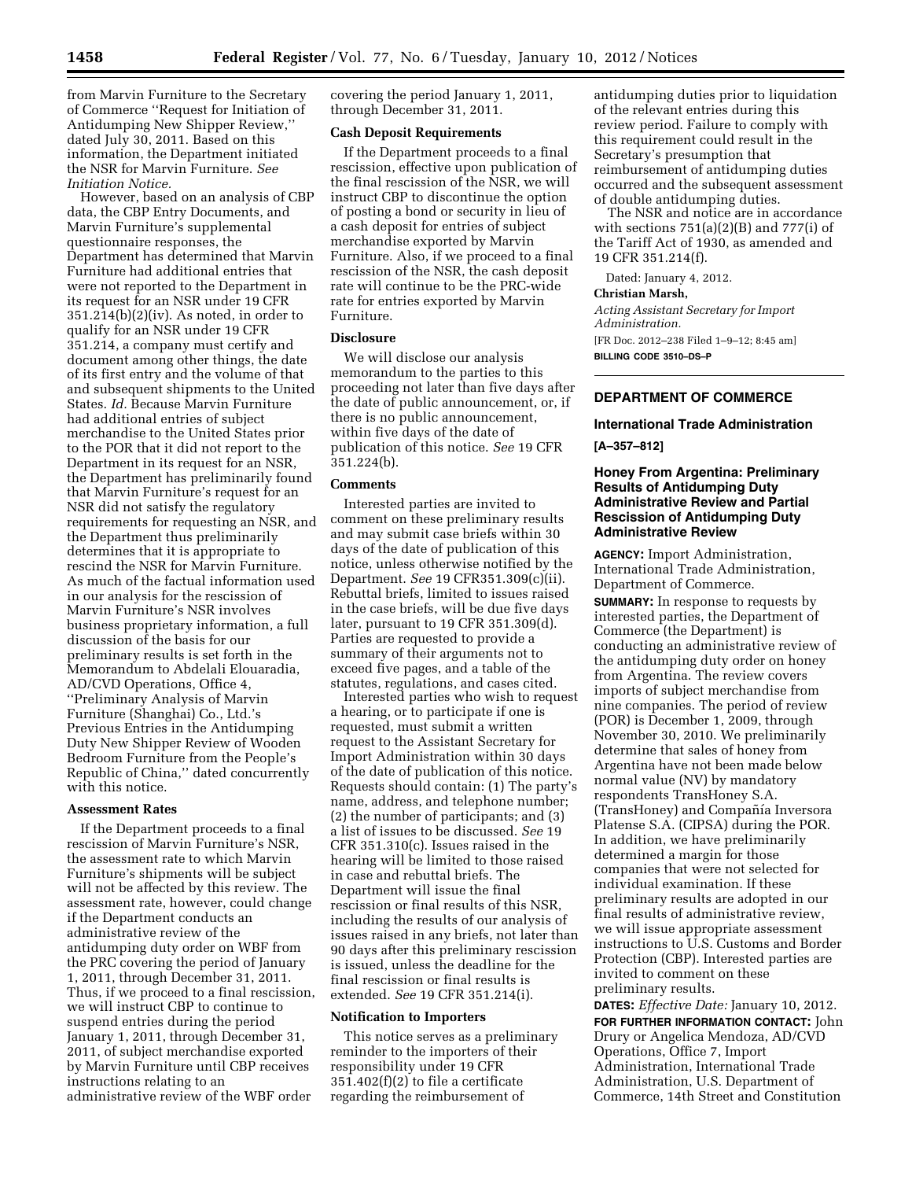from Marvin Furniture to the Secretary of Commerce ''Request for Initiation of Antidumping New Shipper Review,'' dated July 30, 2011. Based on this information, the Department initiated the NSR for Marvin Furniture. *See Initiation Notice.*

However, based on an analysis of CBP data, the CBP Entry Documents, and Marvin Furniture's supplemental questionnaire responses, the Department has determined that Marvin Furniture had additional entries that were not reported to the Department in its request for an NSR under 19 CFR 351.214(b)(2)(iv). As noted, in order to qualify for an NSR under 19 CFR 351.214, a company must certify and document among other things, the date of its first entry and the volume of that and subsequent shipments to the United States. *Id.* Because Marvin Furniture had additional entries of subject merchandise to the United States prior to the POR that it did not report to the Department in its request for an NSR, the Department has preliminarily found that Marvin Furniture's request for an NSR did not satisfy the regulatory requirements for requesting an NSR, and the Department thus preliminarily determines that it is appropriate to rescind the NSR for Marvin Furniture. As much of the factual information used in our analysis for the rescission of Marvin Furniture's NSR involves business proprietary information, a full discussion of the basis for our preliminary results is set forth in the Memorandum to Abdelali Elouaradia, AD/CVD Operations, Office 4, ''Preliminary Analysis of Marvin Furniture (Shanghai) Co., Ltd.'s Previous Entries in the Antidumping Duty New Shipper Review of Wooden Bedroom Furniture from the People's Republic of China,'' dated concurrently with this notice.

### Assessment Rates

If the Department proceeds to a final rescission of Marvin Furniture's NSR, the assessment rate to which Marvin Furniture's shipments will be subject will not be affected by this review. The assessment rate, however, could change if the Department conducts an administrative review of the antidumping duty order on WBF from the PRC covering the period of January 1, 2011, through December 31, 2011. Thus, if we proceed to a final rescission, we will instruct CBP to continue to suspend entries during the period January 1, 2011, through December 31, 2011, of subject merchandise exported by Marvin Furniture until CBP receives instructions relating to an administrative review of the WBF order covering the period January 1, 2011, through December 31, 2011.

### Cash Deposit Requirements

If the Department proceeds to a final rescission, effective upon publication of the final rescission of the NSR, we will instruct CBP to discontinue the option of posting a bond or security in lieu of a cash deposit for entries of subject merchandise exported by Marvin Furniture. Also, if we proceed to a final rescission of the NSR, the cash deposit rate will continue to be the PRC-wide rate for entries exported by Marvin Furniture.

### Disclosure

We will disclose our analysis memorandum to the parties to this proceeding not later than five days after the date of public announcement, or, if there is no public announcement, within five days of the date of publication of this notice. *See* 19 CFR 351.224(b).

### Comments

Interested parties are invited to comment on these preliminary results and may submit case briefs within 30 days of the date of publication of this notice, unless otherwise notified by the Department. *See* 19 CFR351.309(c)(ii). Rebuttal briefs, limited to issues raised in the case briefs, will be due five days later, pursuant to 19 CFR 351.309(d). Parties are requested to provide a summary of their arguments not to exceed five pages, and a table of the statutes, regulations, and cases cited.

Interested parties who wish to request a hearing, or to participate if one is requested, must submit a written request to the Assistant Secretary for Import Administration within 30 days of the date of publication of this notice. Requests should contain: (1) The party's name, address, and telephone number; (2) the number of participants; and (3) a list of issues to be discussed. *See* 19 CFR 351.310(c). Issues raised in the hearing will be limited to those raised in case and rebuttal briefs. The Department will issue the final rescission or final results of this NSR, including the results of our analysis of issues raised in any briefs, not later than 90 days after this preliminary rescission is issued, unless the deadline for the final rescission or final results is extended. *See* 19 CFR 351.214(i).

### Notification to Importers

This notice serves as a preliminary reminder to the importers of their responsibility under 19 CFR 351.402(f)(2) to file a certificate regarding the reimbursement of antidumping duties prior to liquidation of the relevant entries during this review period. Failure to comply with this requirement could result in the Secretary's presumption that reimbursement of antidumping duties occurred and the subsequent assessment of double antidumping duties.

The NSR and notice are in accordance with sections 751(a)(2)(B) and 777(i) of the Tariff Act of 1930, as amended and 19 CFR 351.214(f).

Dated: January 4, 2012.

**Christian Marsh,**

*Acting Assistant Secretary for Import Administration.*

[FR Doc. 2012–238 Filed 1–9–12; 8:45 am]

**BILLING CODE 3510–DS–P**

---

## DEPARTMENT OF COMMERCE

### International Trade Administration

**[A–357–812]**

### Honey From Argentina: Preliminary Results of Antidumping Duty Administrative Review and Partial Rescission of Antidumping Duty Administrative Review

**AGENCY:** Import Administration, International Trade Administration, Department of Commerce.

**SUMMARY:** In response to requests by interested parties, the Department of Commerce (the Department) is conducting an administrative review of the antidumping duty order on honey from Argentina. The review covers imports of subject merchandise from nine companies. The period of review (POR) is December 1, 2009, through November 30, 2010. We preliminarily determine that sales of honey from Argentina have not been made below normal value (NV) by mandatory respondents TransHoney S.A. (TransHoney) and Compañía Inversora Platense S.A. (CIPSA) during the POR. In addition, we have preliminarily determined a margin for those companies that were not selected for individual examination. If these preliminary results are adopted in our final results of administrative review, we will issue appropriate assessment instructions to U.S. Customs and Border Protection (CBP). Interested parties are invited to comment on these preliminary results.

**DATES:** *Effective Date:* January 10, 2012.

**FOR FURTHER INFORMATION CONTACT:** John Drury or Angelica Mendoza, AD/CVD Operations, Office 7, Import Administration, International Trade Administration, U.S. Department of Commerce, 14th Street and Constitution